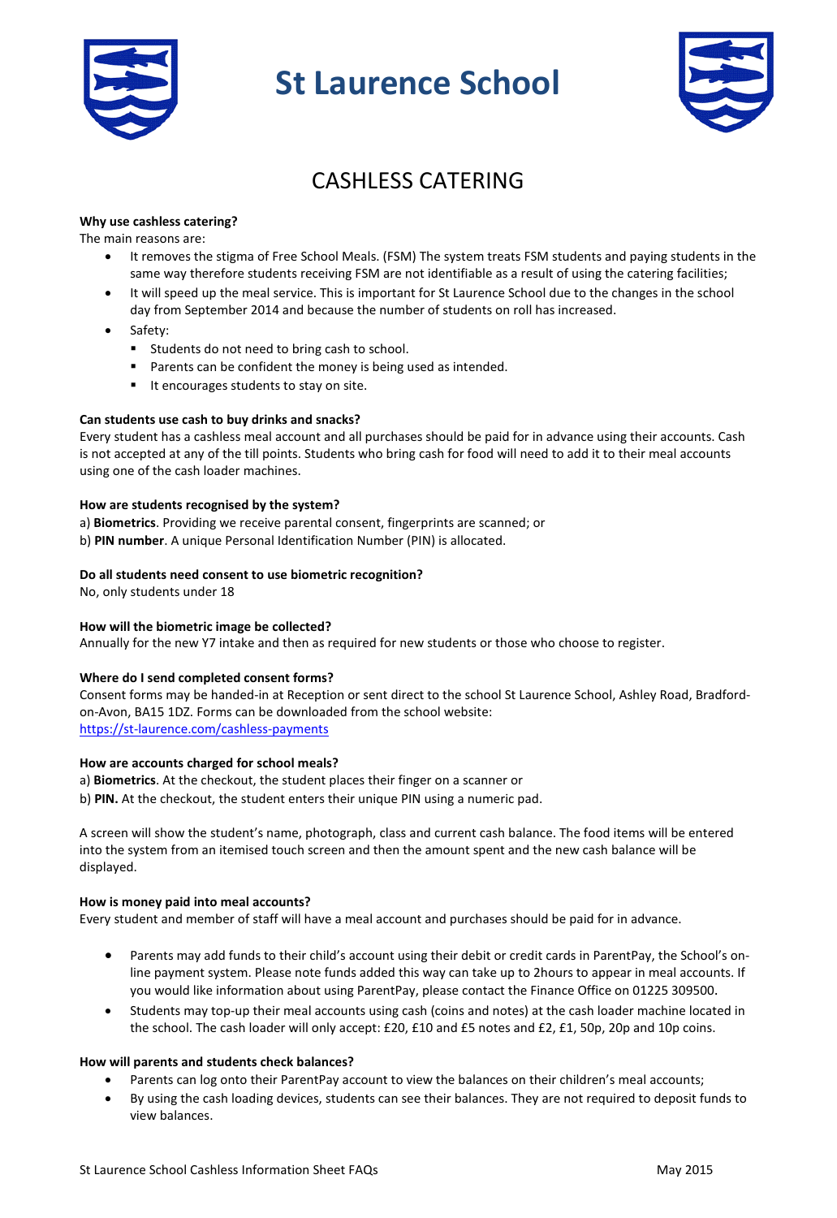# St Laurence School

## CASHLESS CATERING

**Why use cashless catering?**

The main reasons are:

- It removes the stigma of Free School Meals. (FSM) The system treats FSM students and paying students in the same way therefore students receiving FSM are not identifiable as a result of using the catering facilities;
- It will speed up the meal service. This is important for St Laurence School due to the changes in the school day from September 2014 and because the number of students on roll has increased.
- Safety:
  - Students do not need to bring cash to school.
  - Parents can be confident the money is being used as intended.
  - It encourages students to stay on site.

**Can students use cash to buy drinks and snacks?**

Every student has a cashless meal account and all purchases should be paid for in advance using their accounts. Cash is not accepted at any of the till points. Students who bring cash for food will need to add it to their meal accounts using one of the cash loader machines.

**How are students recognised by the system?**

a) **Biometrics**. Providing we receive parental consent, fingerprints are scanned; or

b) **PIN number**. A unique Personal Identification Number (PIN) is allocated.

**Do all students need consent to use biometric recognition?**

No, only students under 18

**How will the biometric image be collected?**

Annually for the new Y7 intake and then as required for new students or those who choose to register.

**Where do I send completed consent forms?**

Consent forms may be handed-in at Reception or sent direct to the school St Laurence School, Ashley Road, Bradford-on-Avon, BA15 1DZ. Forms can be downloaded from the school website: https://st-laurence.com/cashless-payments

**How are accounts charged for school meals?**

a) **Biometrics**. At the checkout, the student places their finger on a scanner or

b) **PIN.** At the checkout, the student enters their unique PIN using a numeric pad.

A screen will show the student's name, photograph, class and current cash balance. The food items will be entered into the system from an itemised touch screen and then the amount spent and the new cash balance will be displayed.

**How is money paid into meal accounts?**

Every student and member of staff will have a meal account and purchases should be paid for in advance.

- Parents may add funds to their child's account using their debit or credit cards in ParentPay, the School's on-line payment system. Please note funds added this way can take up to 2hours to appear in meal accounts. If you would like information about using ParentPay, please contact the Finance Office on 01225 309500.
- Students may top-up their meal accounts using cash (coins and notes) at the cash loader machine located in the school. The cash loader will only accept: £20, £10 and £5 notes and £2, £1, 50p, 20p and 10p coins.

**How will parents and students check balances?**

- Parents can log onto their ParentPay account to view the balances on their children's meal accounts;
- By using the cash loading devices, students can see their balances. They are not required to deposit funds to view balances.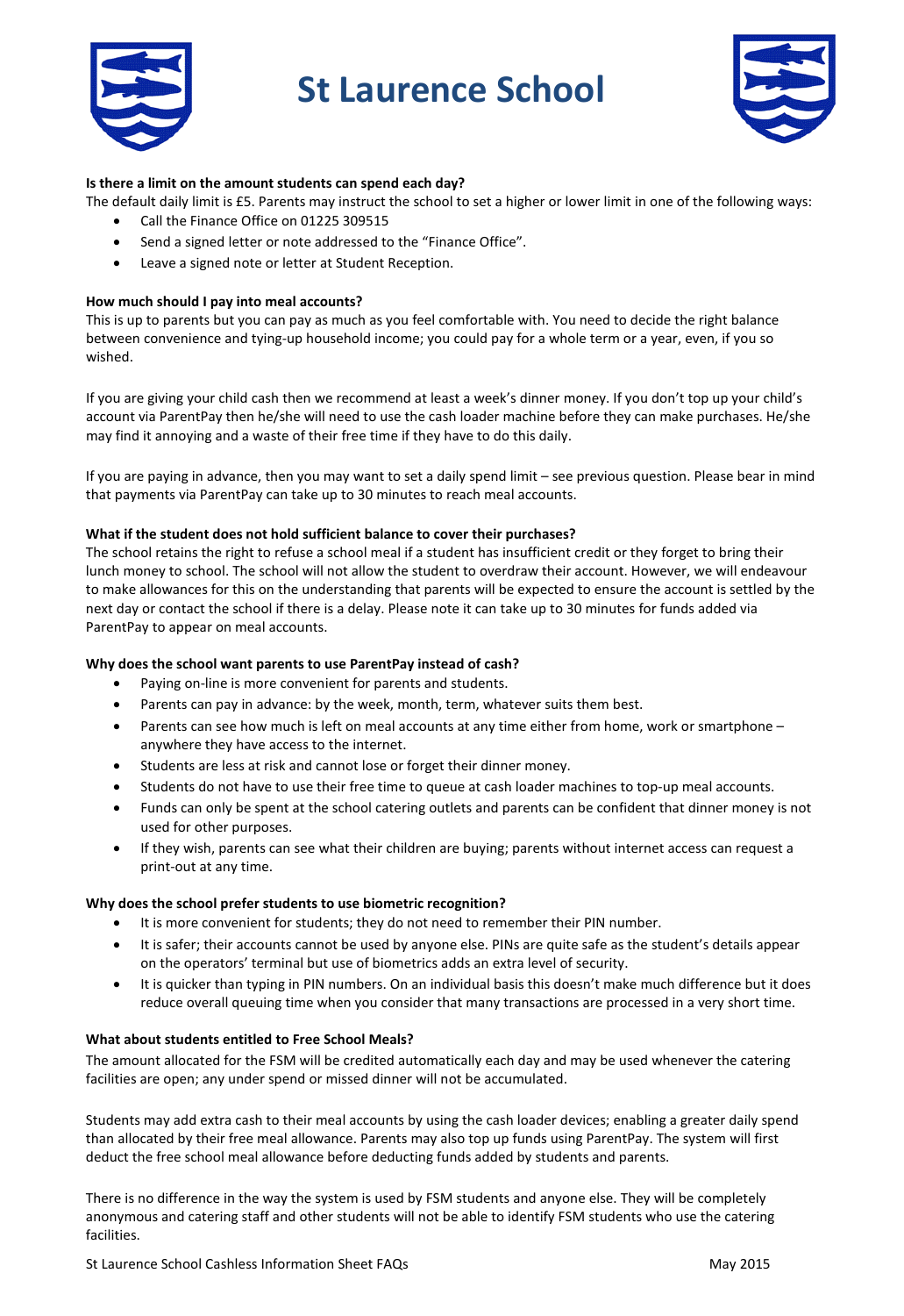# St Laurence School

**Is there a limit on the amount students can spend each day?**

The default daily limit is £5. Parents may instruct the school to set a higher or lower limit in one of the following ways:

- Call the Finance Office on 01225 309515
- Send a signed letter or note addressed to the "Finance Office".
- Leave a signed note or letter at Student Reception.

**How much should I pay into meal accounts?**

This is up to parents but you can pay as much as you feel comfortable with. You need to decide the right balance between convenience and tying-up household income; you could pay for a whole term or a year, even, if you so wished.

If you are giving your child cash then we recommend at least a week's dinner money. If you don't top up your child's account via ParentPay then he/she will need to use the cash loader machine before they can make purchases. He/she may find it annoying and a waste of their free time if they have to do this daily.

If you are paying in advance, then you may want to set a daily spend limit – see previous question. Please bear in mind that payments via ParentPay can take up to 30 minutes to reach meal accounts.

**What if the student does not hold sufficient balance to cover their purchases?**

The school retains the right to refuse a school meal if a student has insufficient credit or they forget to bring their lunch money to school. The school will not allow the student to overdraw their account. However, we will endeavour to make allowances for this on the understanding that parents will be expected to ensure the account is settled by the next day or contact the school if there is a delay. Please note it can take up to 30 minutes for funds added via ParentPay to appear on meal accounts.

**Why does the school want parents to use ParentPay instead of cash?**

- Paying on-line is more convenient for parents and students.
- Parents can pay in advance: by the week, month, term, whatever suits them best.
- Parents can see how much is left on meal accounts at any time either from home, work or smartphone – anywhere they have access to the internet.
- Students are less at risk and cannot lose or forget their dinner money.
- Students do not have to use their free time to queue at cash loader machines to top-up meal accounts.
- Funds can only be spent at the school catering outlets and parents can be confident that dinner money is not used for other purposes.
- If they wish, parents can see what their children are buying; parents without internet access can request a print-out at any time.

**Why does the school prefer students to use biometric recognition?**

- It is more convenient for students; they do not need to remember their PIN number.
- It is safer; their accounts cannot be used by anyone else. PINs are quite safe as the student's details appear on the operators' terminal but use of biometrics adds an extra level of security.
- It is quicker than typing in PIN numbers. On an individual basis this doesn't make much difference but it does reduce overall queuing time when you consider that many transactions are processed in a very short time.

**What about students entitled to Free School Meals?**

The amount allocated for the FSM will be credited automatically each day and may be used whenever the catering facilities are open; any under spend or missed dinner will not be accumulated.

Students may add extra cash to their meal accounts by using the cash loader devices; enabling a greater daily spend than allocated by their free meal allowance. Parents may also top up funds using ParentPay. The system will first deduct the free school meal allowance before deducting funds added by students and parents.

There is no difference in the way the system is used by FSM students and anyone else. They will be completely anonymous and catering staff and other students will not be able to identify FSM students who use the catering facilities.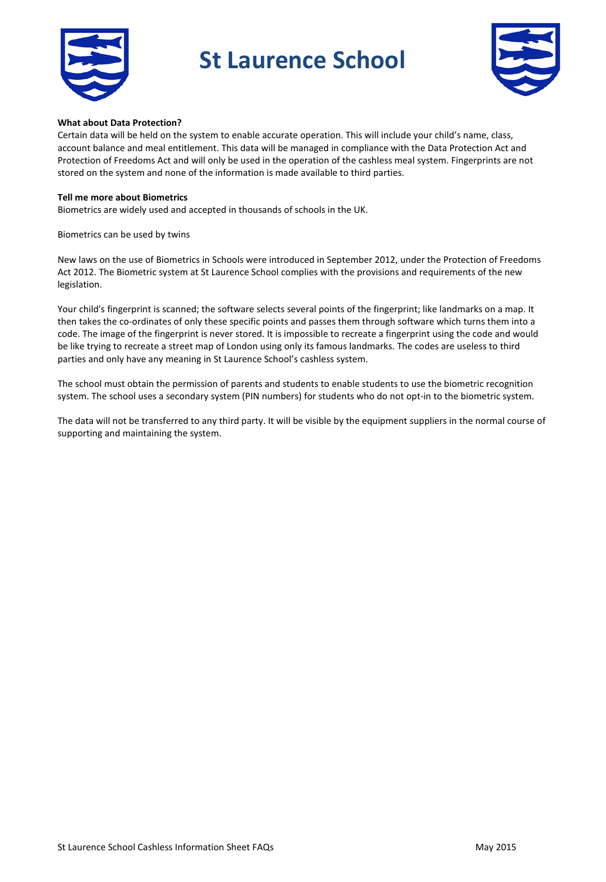# St Laurence School

**What about Data Protection?**
Certain data will be held on the system to enable accurate operation. This will include your child's name, class, account balance and meal entitlement. This data will be managed in compliance with the Data Protection Act and Protection of Freedoms Act and will only be used in the operation of the cashless meal system. Fingerprints are not stored on the system and none of the information is made available to third parties.

**Tell me more about Biometrics**
Biometrics are widely used and accepted in thousands of schools in the UK.

Biometrics can be used by twins

New laws on the use of Biometrics in Schools were introduced in September 2012, under the Protection of Freedoms Act 2012. The Biometric system at St Laurence School complies with the provisions and requirements of the new legislation.

Your child's fingerprint is scanned; the software selects several points of the fingerprint; like landmarks on a map. It then takes the co-ordinates of only these specific points and passes them through software which turns them into a code. The image of the fingerprint is never stored. It is impossible to recreate a fingerprint using the code and would be like trying to recreate a street map of London using only its famous landmarks. The codes are useless to third parties and only have any meaning in St Laurence School's cashless system.

The school must obtain the permission of parents and students to enable students to use the biometric recognition system. The school uses a secondary system (PIN numbers) for students who do not opt-in to the biometric system.

The data will not be transferred to any third party. It will be visible by the equipment suppliers in the normal course of supporting and maintaining the system.